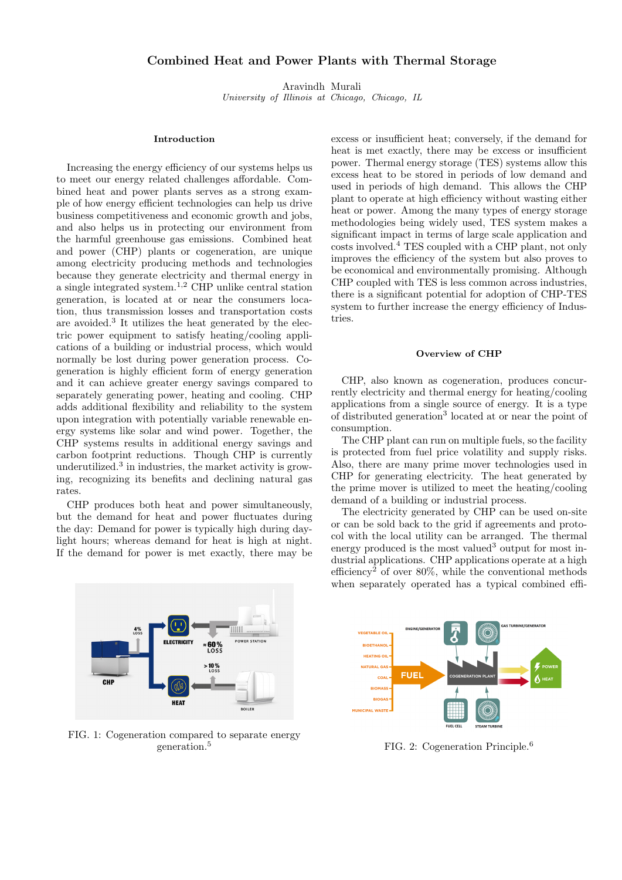# Combined Heat and Power Plants with Thermal Storage

Aravindh Murali
*University of Illinois at Chicago, Chicago, IL*

## Introduction

Increasing the energy efficiency of our systems helps us to meet our energy related challenges affordable. Combined heat and power plants serves as a strong example of how energy efficient technologies can help us drive business competitiveness and economic growth and jobs, and also helps us in protecting our environment from the harmful greenhouse gas emissions. Combined heat and power (CHP) plants or cogeneration, are unique among electricity producing methods and technologies because they generate electricity and thermal energy in a single integrated system.[1,2] CHP unlike central station generation, is located at or near the consumers location, thus transmission losses and transportation costs are avoided.[3] It utilizes the heat generated by the electric power equipment to satisfy heating/cooling applications of a building or industrial process, which would normally be lost during power generation process. Cogeneration is highly efficient form of energy generation and it can achieve greater energy savings compared to separately generating power, heating and cooling. CHP adds additional flexibility and reliability to the system upon integration with potentially variable renewable energy systems like solar and wind power. Together, the CHP systems results in additional energy savings and carbon footprint reductions. Though CHP is currently underutilized.[3] in industries, the market activity is growing, recognizing its benefits and declining natural gas rates.

CHP produces both heat and power simultaneously, but the demand for heat and power fluctuates during the day: Demand for power is typically high during daylight hours; whereas demand for heat is high at night. If the demand for power is met exactly, there may be excess or insufficient heat; conversely, if the demand for heat is met exactly, there may be excess or insufficient power. Thermal energy storage (TES) systems allow this excess heat to be stored in periods of low demand and used in periods of high demand. This allows the CHP plant to operate at high efficiency without wasting either heat or power. Among the many types of energy storage methodologies being widely used, TES system makes a significant impact in terms of large scale application and costs involved.[4] TES coupled with a CHP plant, not only improves the efficiency of the system but also proves to be economical and environmentally promising. Although CHP coupled with TES is less common across industries, there is a significant potential for adoption of CHP-TES system to further increase the energy efficiency of Industries.

FIG. 1: Cogeneration compared to separate energy generation.[5]

## Overview of CHP

CHP, also known as cogeneration, produces concurrently electricity and thermal energy for heating/cooling applications from a single source of energy. It is a type of distributed generation[3] located at or near the point of consumption.

The CHP plant can run on multiple fuels, so the facility is protected from fuel price volatility and supply risks. Also, there are many prime mover technologies used in CHP for generating electricity. The heat generated by the prime mover is utilized to meet the heating/cooling demand of a building or industrial process.

The electricity generated by CHP can be used on-site or can be sold back to the grid if agreements and protocol with the local utility can be arranged. The thermal energy produced is the most valued[3] output for most industrial applications. CHP applications operate at a high efficiency[2] of over 80%, while the conventional methods when separately operated has a typical combined effi-

FIG. 2: Cogeneration Principle.[6]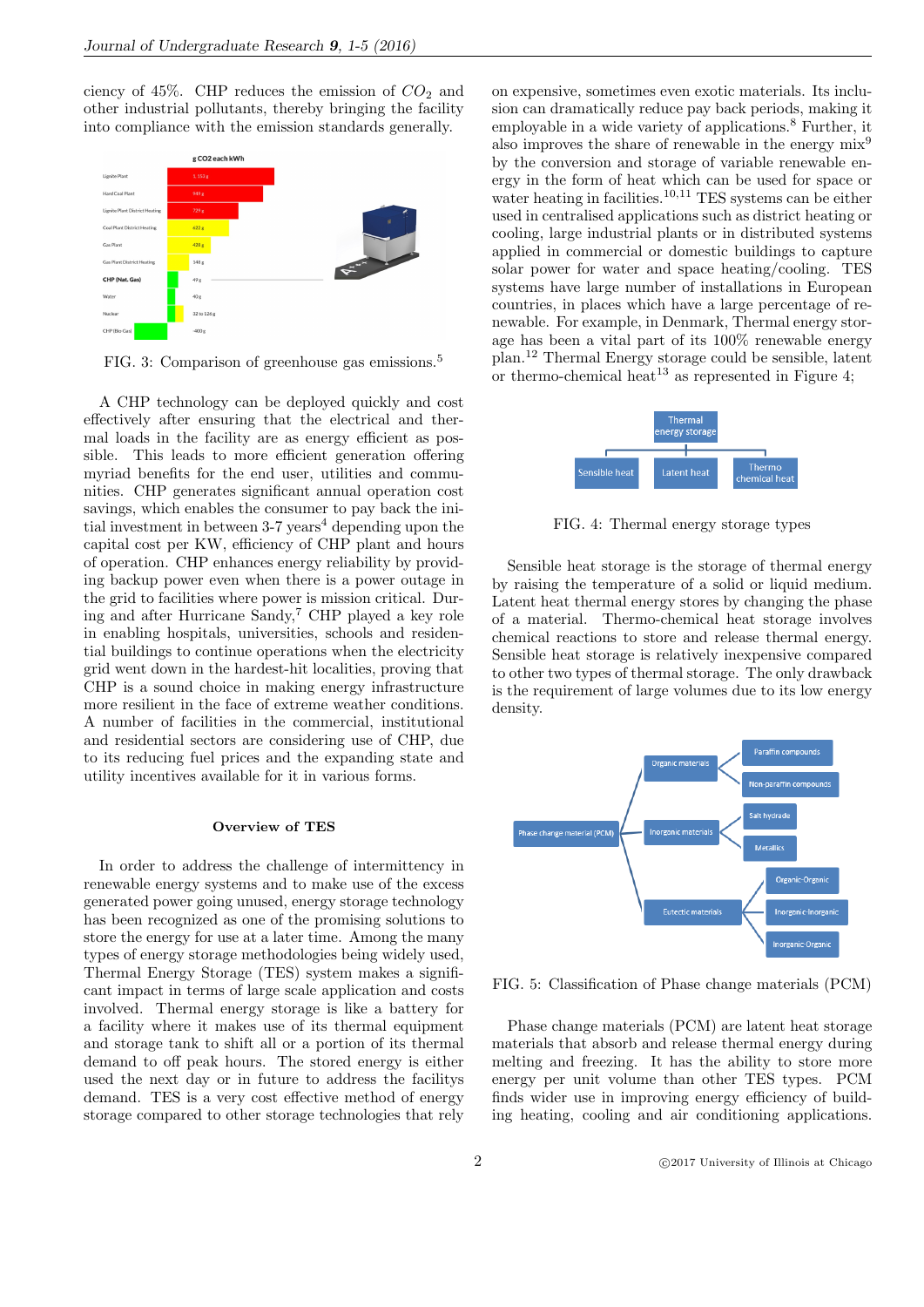ciency of 45%. CHP reduces the emission of $CO_2$ and other industrial pollutants, thereby bringing the facility into compliance with the emission standards generally.

FIG. 3: Comparison of greenhouse gas emissions.[5]

A CHP technology can be deployed quickly and cost effectively after ensuring that the electrical and thermal loads in the facility are as energy efficient as possible. This leads to more efficient generation offering myriad benefits for the end user, utilities and communities. CHP generates significant annual operation cost savings, which enables the consumer to pay back the initial investment in between 3-7 years[4] depending upon the capital cost per KW, efficiency of CHP plant and hours of operation. CHP enhances energy reliability by providing backup power even when there is a power outage in the grid to facilities where power is mission critical. During and after Hurricane Sandy,[7] CHP played a key role in enabling hospitals, universities, schools and residential buildings to continue operations when the electricity grid went down in the hardest-hit localities, proving that CHP is a sound choice in making energy infrastructure more resilient in the face of extreme weather conditions. A number of facilities in the commercial, institutional and residential sectors are considering use of CHP, due to its reducing fuel prices and the expanding state and utility incentives available for it in various forms.

## Overview of TES

In order to address the challenge of intermittency in renewable energy systems and to make use of the excess generated power going unused, energy storage technology has been recognized as one of the promising solutions to store the energy for use at a later time. Among the many types of energy storage methodologies being widely used, Thermal Energy Storage (TES) system makes a significant impact in terms of large scale application and costs involved. Thermal energy storage is like a battery for a facility where it makes use of its thermal equipment and storage tank to shift all or a portion of its thermal demand to off peak hours. The stored energy is either used the next day or in future to address the facilitys demand. TES is a very cost effective method of energy storage compared to other storage technologies that rely on expensive, sometimes even exotic materials. Its inclusion can dramatically reduce pay back periods, making it employable in a wide variety of applications.[8] Further, it also improves the share of renewable in the energy mix[9] by the conversion and storage of variable renewable energy in the form of heat which can be used for space or water heating in facilities.[10,11] TES systems can be either used in centralised applications such as district heating or cooling, large industrial plants or in distributed systems applied in commercial or domestic buildings to capture solar power for water and space heating/cooling. TES systems have large number of installations in European countries, in places which have a large percentage of renewable. For example, in Denmark, Thermal energy storage has been a vital part of its 100% renewable energy plan.[12] Thermal Energy storage could be sensible, latent or thermo-chemical heat[13] as represented in Figure 4;

FIG. 4: Thermal energy storage types

Sensible heat storage is the storage of thermal energy by raising the temperature of a solid or liquid medium. Latent heat thermal energy stores by changing the phase of a material. Thermo-chemical heat storage involves chemical reactions to store and release thermal energy. Sensible heat storage is relatively inexpensive compared to other two types of thermal storage. The only drawback is the requirement of large volumes due to its low energy density.

FIG. 5: Classification of Phase change materials (PCM)

Phase change materials (PCM) are latent heat storage materials that absorb and release thermal energy during melting and freezing. It has the ability to store more energy per unit volume than other TES types. PCM finds wider use in improving energy efficiency of building heating, cooling and air conditioning applications.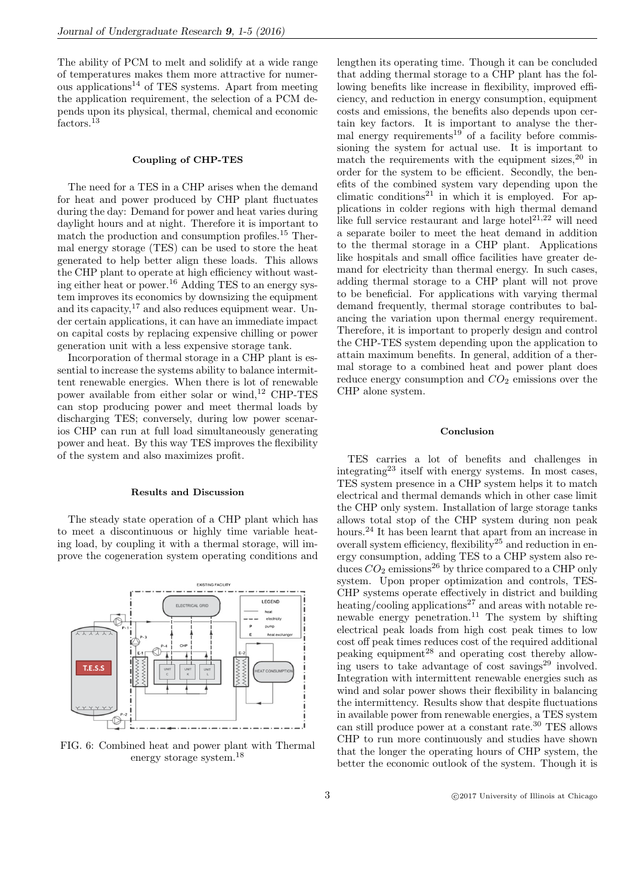The ability of PCM to melt and solidify at a wide range of temperatures makes them more attractive for numerous applications[14] of TES systems. Apart from meeting the application requirement, the selection of a PCM depends upon its physical, thermal, chemical and economic factors.[13]

### Coupling of CHP-TES

The need for a TES in a CHP arises when the demand for heat and power produced by CHP plant fluctuates during the day: Demand for power and heat varies during daylight hours and at night. Therefore it is important to match the production and consumption profiles.[15] Thermal energy storage (TES) can be used to store the heat generated to help better align these loads. This allows the CHP plant to operate at high efficiency without wasting either heat or power.[16] Adding TES to an energy system improves its economics by downsizing the equipment and its capacity,[17] and also reduces equipment wear. Under certain applications, it can have an immediate impact on capital costs by replacing expensive chilling or power generation unit with a less expensive storage tank.

Incorporation of thermal storage in a CHP plant is essential to increase the systems ability to balance intermittent renewable energies. When there is lot of renewable power available from either solar or wind,[12] CHP-TES can stop producing power and meet thermal loads by discharging TES; conversely, during low power scenarios CHP can run at full load simultaneously generating power and heat. By this way TES improves the flexibility of the system and also maximizes profit.

### Results and Discussion

The steady state operation of a CHP plant which has to meet a discontinuous or highly time variable heating load, by coupling it with a thermal storage, will improve the cogeneration system operating conditions and lengthen its operating time. Though it can be concluded that adding thermal storage to a CHP plant has the following benefits like increase in flexibility, improved efficiency, and reduction in energy consumption, equipment costs and emissions, the benefits also depends upon certain key factors. It is important to analyse the thermal energy requirements[19] of a facility before commissioning the system for actual use. It is important to match the requirements with the equipment sizes,[20] in order for the system to be efficient. Secondly, the benefits of the combined system vary depending upon the climatic conditions[21] in which it is employed. For applications in colder regions with high thermal demand like full service restaurant and large hotel[21,22] will need a separate boiler to meet the heat demand in addition to the thermal storage in a CHP plant. Applications like hospitals and small office facilities have greater demand for electricity than thermal energy. In such cases, adding thermal storage to a CHP plant will not prove to be beneficial. For applications with varying thermal demand frequently, thermal storage contributes to balancing the variation upon thermal energy requirement. Therefore, it is important to properly design and control the CHP-TES system depending upon the application to attain maximum benefits. In general, addition of a thermal storage to a combined heat and power plant does reduce energy consumption and $CO_2$ emissions over the CHP alone system.

FIG. 6: Combined heat and power plant with Thermal energy storage system.[18]

### Conclusion

TES carries a lot of benefits and challenges in integrating[23] itself with energy systems. In most cases, TES system presence in a CHP system helps it to match electrical and thermal demands which in other case limit the CHP only system. Installation of large storage tanks allows total stop of the CHP system during non peak hours.[24] It has been learnt that apart from an increase in overall system efficiency, flexibility[25] and reduction in energy consumption, adding TES to a CHP system also reduces $CO_2$ emissions[26] by thrice compared to a CHP only system. Upon proper optimization and controls, TES-CHP systems operate effectively in district and building heating/cooling applications[27] and areas with notable renewable energy penetration.[11] The system by shifting electrical peak loads from high cost peak times to low cost off peak times reduces cost of the required additional peaking equipment[28] and operating cost thereby allowing users to take advantage of cost savings[29] involved. Integration with intermittent renewable energies such as wind and solar power shows their flexibility in balancing the intermittency. Results show that despite fluctuations in available power from renewable energies, a TES system can still produce power at a constant rate.[30] TES allows CHP to run more continuously and studies have shown that the longer the operating hours of CHP system, the better the economic outlook of the system. Though it is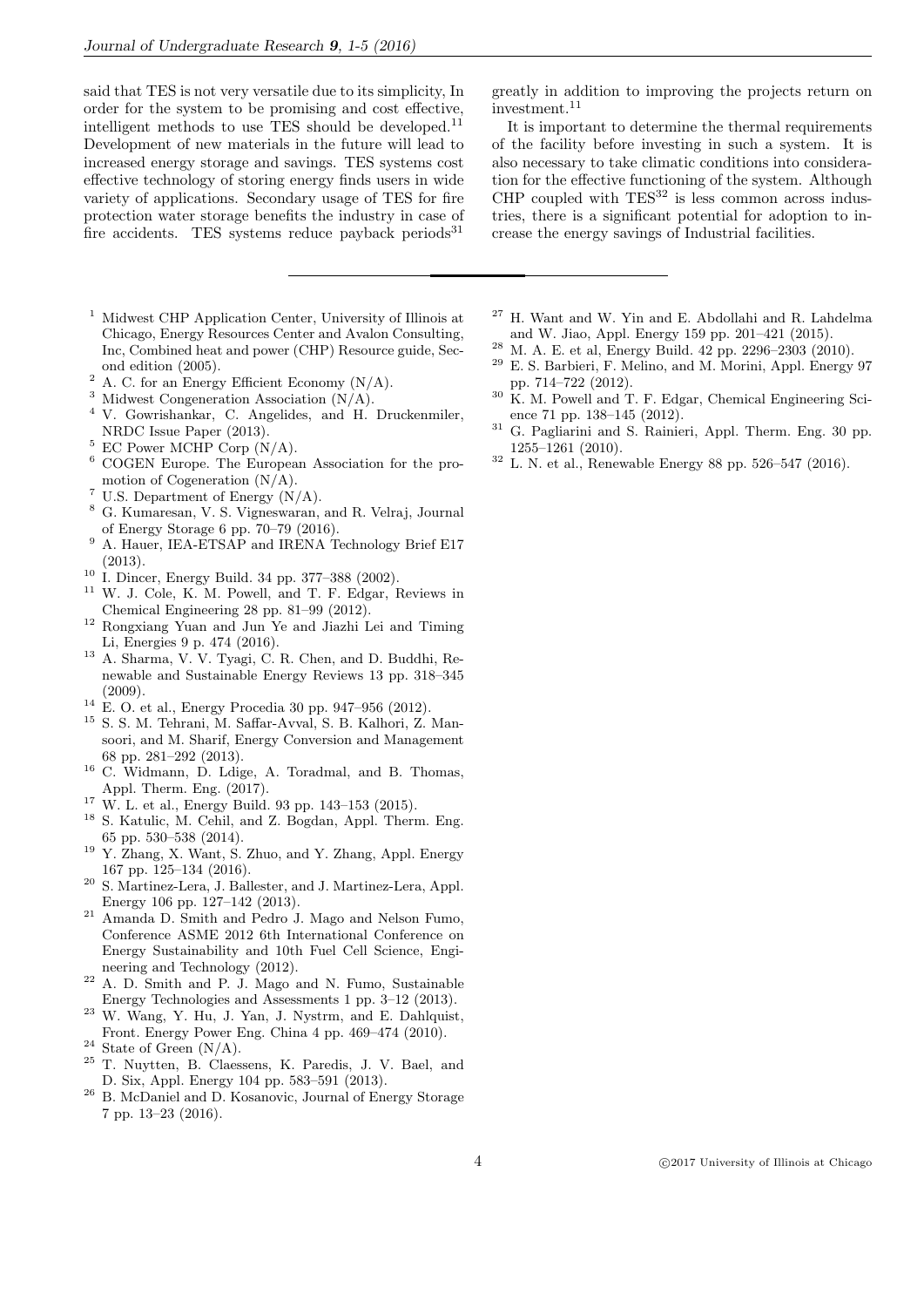said that TES is not very versatile due to its simplicity, In order for the system to be promising and cost effective, intelligent methods to use TES should be developed.[11] Development of new materials in the future will lead to increased energy storage and savings. TES systems cost effective technology of storing energy finds users in wide variety of applications. Secondary usage of TES for fire protection water storage benefits the industry in case of fire accidents. TES systems reduce payback periods[31] greatly in addition to improving the projects return on investment.[11]

It is important to determine the thermal requirements of the facility before investing in such a system. It is also necessary to take climatic conditions into consideration for the effective functioning of the system. Although CHP coupled with TES[32] is less common across industries, there is a significant potential for adoption to increase the energy savings of Industrial facilities.

---

1. Midwest CHP Application Center, University of Illinois at Chicago, Energy Resources Center and Avalon Consulting, Inc, Combined heat and power (CHP) Resource guide, Second edition (2005).
2. A. C. for an Energy Efficient Economy (N/A).
3. Midwest Congeneration Association (N/A).
4. V. Gowrishankar, C. Angelides, and H. Druckenmiler, NRDC Issue Paper (2013).
5. EC Power MCHP Corp (N/A).
6. COGEN Europe. The European Association for the promotion of Cogeneration (N/A).
7. U.S. Department of Energy (N/A).
8. G. Kumaresan, V. S. Vigneswaran, and R. Velraj, Journal of Energy Storage 6 pp. 70–79 (2016).
9. A. Hauer, IEA-ETSAP and IRENA Technology Brief E17 (2013).
10. I. Dincer, Energy Build. 34 pp. 377–388 (2002).
11. W. J. Cole, K. M. Powell, and T. F. Edgar, Reviews in Chemical Engineering 28 pp. 81–99 (2012).
12. Rongxiang Yuan and Jun Ye and Jiazhi Lei and Timing Li, Energies 9 p. 474 (2016).
13. A. Sharma, V. V. Tyagi, C. R. Chen, and D. Buddhi, Renewable and Sustainable Energy Reviews 13 pp. 318–345 (2009).
14. E. O. et al., Energy Procedia 30 pp. 947–956 (2012).
15. S. S. M. Tehrani, M. Saffar-Avval, S. B. Kalhori, Z. Mansoori, and M. Sharif, Energy Conversion and Management 68 pp. 281–292 (2013).
16. C. Widmann, D. Ldige, A. Toradmal, and B. Thomas, Appl. Therm. Eng. (2017).
17. W. L. et al., Energy Build. 93 pp. 143–153 (2015).
18. S. Katulic, M. Cehil, and Z. Bogdan, Appl. Therm. Eng. 65 pp. 530–538 (2014).
19. Y. Zhang, X. Want, S. Zhuo, and Y. Zhang, Appl. Energy 167 pp. 125–134 (2016).
20. S. Martinez-Lera, J. Ballester, and J. Martinez-Lera, Appl. Energy 106 pp. 127–142 (2013).
21. Amanda D. Smith and Pedro J. Mago and Nelson Fumo, Conference ASME 2012 6th International Conference on Energy Sustainability and 10th Fuel Cell Science, Engineering and Technology (2012).
22. A. D. Smith and P. J. Mago and N. Fumo, Sustainable Energy Technologies and Assessments 1 pp. 3–12 (2013).
23. W. Wang, Y. Hu, J. Yan, J. Nystrm, and E. Dahlquist, Front. Energy Power Eng. China 4 pp. 469–474 (2010).
24. State of Green (N/A).
25. T. Nuytten, B. Claessens, K. Paredis, J. V. Bael, and D. Six, Appl. Energy 104 pp. 583–591 (2013).
26. B. McDaniel and D. Kosanovic, Journal of Energy Storage 7 pp. 13–23 (2016).
27. H. Want and W. Yin and E. Abdollahi and R. Lahdelma and W. Jiao, Appl. Energy 159 pp. 201–421 (2015).
28. M. A. E. et al, Energy Build. 42 pp. 2296–2303 (2010).
29. E. S. Barbieri, F. Melino, and M. Morini, Appl. Energy 97 pp. 714–722 (2012).
30. K. M. Powell and T. F. Edgar, Chemical Engineering Science 71 pp. 138–145 (2012).
31. G. Pagliarini and S. Rainieri, Appl. Therm. Eng. 30 pp. 1255–1261 (2010).
32. L. N. et al., Renewable Energy 88 pp. 526–547 (2016).